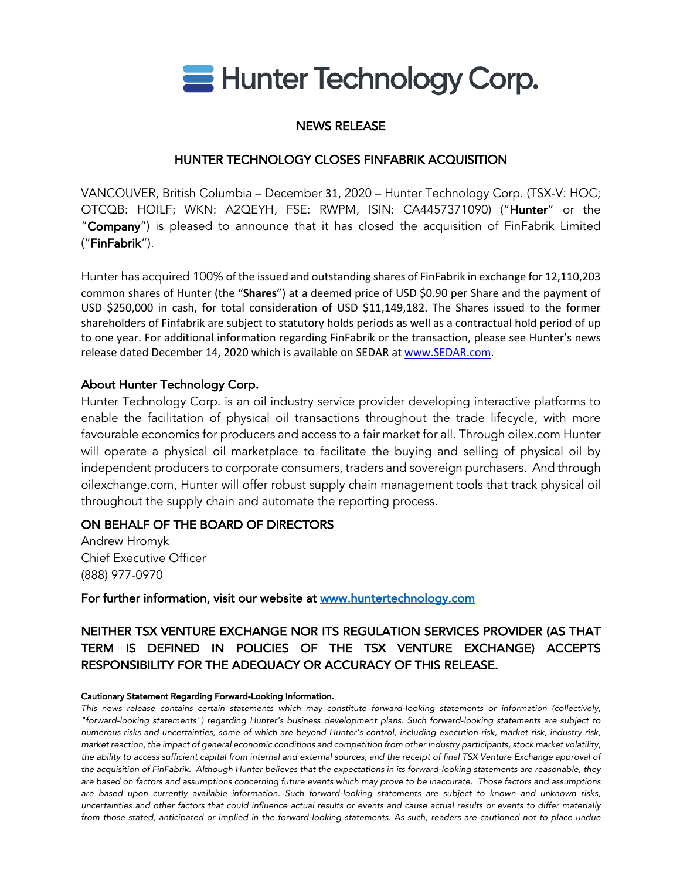# Hunter Technology Corp.

## NEWS RELEASE

## HUNTER TECHNOLOGY CLOSES FINFABRIK ACQUISITION

VANCOUVER, British Columbia – December 31, 2020 – Hunter Technology Corp. (TSX-V: HOC; OTCQB: HOILF; WKN: A2QEYH, FSE: RWPM, ISIN: CA4457371090) ("**Hunter**" or the "**Company**") is pleased to announce that it has closed the acquisition of FinFabrik Limited ("**FinFabrik**").

Hunter has acquired 100% of the issued and outstanding shares of FinFabrik in exchange for 12,110,203 common shares of Hunter (the "**Shares**") at a deemed price of USD $0.90 per Share and the payment of USD $250,000 in cash, for total consideration of USD $11,149,182. The Shares issued to the former shareholders of Finfabrik are subject to statutory holds periods as well as a contractual hold period of up to one year. For additional information regarding FinFabrik or the transaction, please see Hunter's news release dated December 14, 2020 which is available on SEDAR at www.SEDAR.com.

### About Hunter Technology Corp.

Hunter Technology Corp. is an oil industry service provider developing interactive platforms to enable the facilitation of physical oil transactions throughout the trade lifecycle, with more favourable economics for producers and access to a fair market for all. Through oilex.com Hunter will operate a physical oil marketplace to facilitate the buying and selling of physical oil by independent producers to corporate consumers, traders and sovereign purchasers. And through oilexchange.com, Hunter will offer robust supply chain management tools that track physical oil throughout the supply chain and automate the reporting process.

### ON BEHALF OF THE BOARD OF DIRECTORS

Andrew Hromyk
Chief Executive Officer
(888) 977-0970

**For further information, visit our website at www.huntertechnology.com**

### NEITHER TSX VENTURE EXCHANGE NOR ITS REGULATION SERVICES PROVIDER (AS THAT TERM IS DEFINED IN POLICIES OF THE TSX VENTURE EXCHANGE) ACCEPTS RESPONSIBILITY FOR THE ADEQUACY OR ACCURACY OF THIS RELEASE.

**Cautionary Statement Regarding Forward-Looking Information.**

*This news release contains certain statements which may constitute forward-looking statements or information (collectively, "forward-looking statements") regarding Hunter's business development plans. Such forward-looking statements are subject to numerous risks and uncertainties, some of which are beyond Hunter's control, including execution risk, market risk, industry risk, market reaction, the impact of general economic conditions and competition from other industry participants, stock market volatility, the ability to access sufficient capital from internal and external sources, and the receipt of final TSX Venture Exchange approval of the acquisition of FinFabrik. Although Hunter believes that the expectations in its forward-looking statements are reasonable, they are based on factors and assumptions concerning future events which may prove to be inaccurate. Those factors and assumptions are based upon currently available information. Such forward-looking statements are subject to known and unknown risks, uncertainties and other factors that could influence actual results or events and cause actual results or events to differ materially from those stated, anticipated or implied in the forward-looking statements. As such, readers are cautioned not to place undue*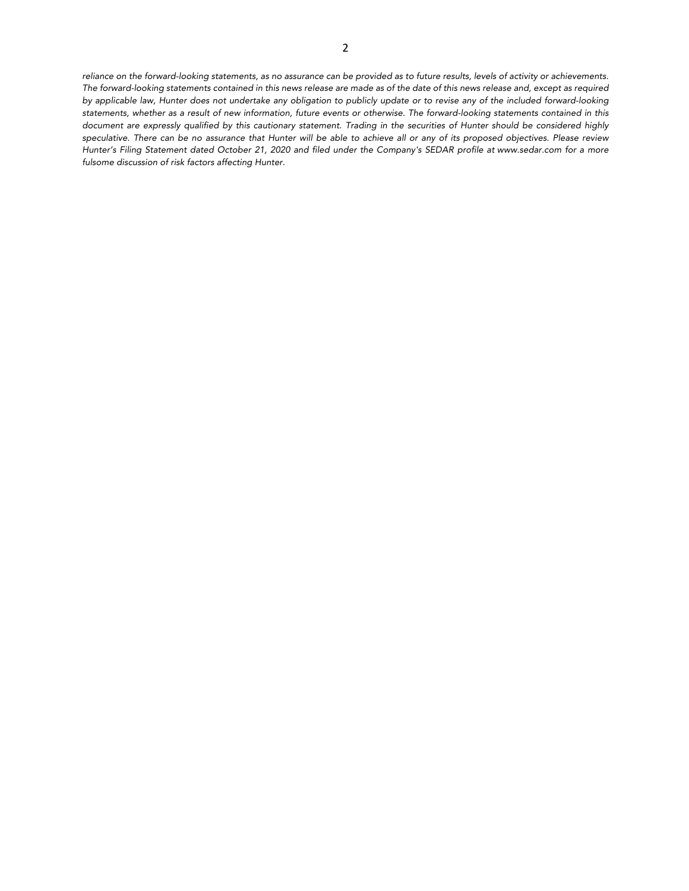*reliance on the forward-looking statements, as no assurance can be provided as to future results, levels of activity or achievements. The forward-looking statements contained in this news release are made as of the date of this news release and, except as required by applicable law, Hunter does not undertake any obligation to publicly update or to revise any of the included forward-looking statements, whether as a result of new information, future events or otherwise. The forward-looking statements contained in this document are expressly qualified by this cautionary statement. Trading in the securities of Hunter should be considered highly speculative. There can be no assurance that Hunter will be able to achieve all or any of its proposed objectives. Please review Hunter's Filing Statement dated October 21, 2020 and filed under the Company's SEDAR profile at www.sedar.com for a more fulsome discussion of risk factors affecting Hunter.*